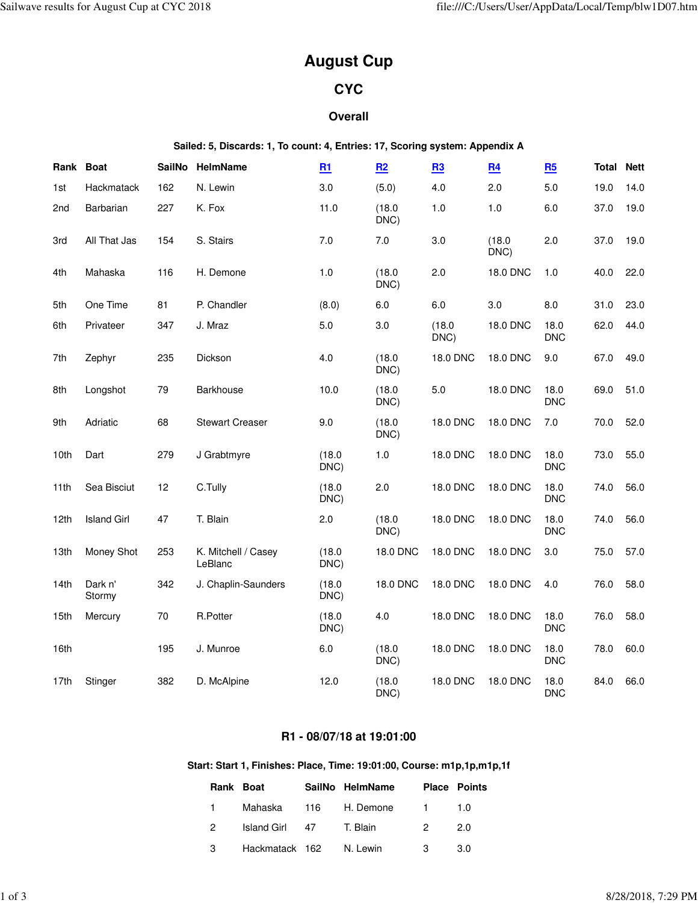# August Cup

## CYC

### Overall

**Sailed: 5, Discards: 1, To count: 4, Entries: 17, Scoring system: Appendix A**

| Rank | Boat | SailNo | HelmName | R1 | R2 | R3 | R4 | R5 | Total | Nett |
|---|---|---|---|---|---|---|---|---|---|---|
| 1st | Hackmatack | 162 | N. Lewin | 3.0 | (5.0) | 4.0 | 2.0 | 5.0 | 19.0 | 14.0 |
| 2nd | Barbarian | 227 | K. Fox | 11.0 | (18.0 DNC) | 1.0 | 1.0 | 6.0 | 37.0 | 19.0 |
| 3rd | All That Jas | 154 | S. Stairs | 7.0 | 7.0 | 3.0 | (18.0 DNC) | 2.0 | 37.0 | 19.0 |
| 4th | Mahaska | 116 | H. Demone | 1.0 | (18.0 DNC) | 2.0 | 18.0 DNC | 1.0 | 40.0 | 22.0 |
| 5th | One Time | 81 | P. Chandler | (8.0) | 6.0 | 6.0 | 3.0 | 8.0 | 31.0 | 23.0 |
| 6th | Privateer | 347 | J. Mraz | 5.0 | 3.0 | (18.0 DNC) | 18.0 DNC | 18.0 DNC | 62.0 | 44.0 |
| 7th | Zephyr | 235 | Dickson | 4.0 | (18.0 DNC) | 18.0 DNC | 18.0 DNC | 9.0 | 67.0 | 49.0 |
| 8th | Longshot | 79 | Barkhouse | 10.0 | (18.0 DNC) | 5.0 | 18.0 DNC | 18.0 DNC | 69.0 | 51.0 |
| 9th | Adriatic | 68 | Stewart Creaser | 9.0 | (18.0 DNC) | 18.0 DNC | 18.0 DNC | 7.0 | 70.0 | 52.0 |
| 10th | Dart | 279 | J Grabtmyre | (18.0 DNC) | 1.0 | 18.0 DNC | 18.0 DNC | 18.0 DNC | 73.0 | 55.0 |
| 11th | Sea Bisciut | 12 | C.Tully | (18.0 DNC) | 2.0 | 18.0 DNC | 18.0 DNC | 18.0 DNC | 74.0 | 56.0 |
| 12th | Island Girl | 47 | T. Blain | 2.0 | (18.0 DNC) | 18.0 DNC | 18.0 DNC | 18.0 DNC | 74.0 | 56.0 |
| 13th | Money Shot | 253 | K. Mitchell / Casey LeBlanc | (18.0 DNC) | 18.0 DNC | 18.0 DNC | 18.0 DNC | 3.0 | 75.0 | 57.0 |
| 14th | Dark n' Stormy | 342 | J. Chaplin-Saunders | (18.0 DNC) | 18.0 DNC | 18.0 DNC | 18.0 DNC | 4.0 | 76.0 | 58.0 |
| 15th | Mercury | 70 | R.Potter | (18.0 DNC) | 4.0 | 18.0 DNC | 18.0 DNC | 18.0 DNC | 76.0 | 58.0 |
| 16th | | 195 | J. Munroe | 6.0 | (18.0 DNC) | 18.0 DNC | 18.0 DNC | 18.0 DNC | 78.0 | 60.0 |
| 17th | Stinger | 382 | D. McAlpine | 12.0 | (18.0 DNC) | 18.0 DNC | 18.0 DNC | 18.0 DNC | 84.0 | 66.0 |

### R1 - 08/07/18 at 19:01:00

**Start: Start 1, Finishes: Place, Time: 19:01:00, Course: m1p,1p,m1p,1f**

| Rank | Boat | SailNo | HelmName | Place | Points |
|---|---|---|---|---|---|
| 1 | Mahaska | 116 | H. Demone | 1 | 1.0 |
| 2 | Island Girl | 47 | T. Blain | 2 | 2.0 |
| 3 | Hackmatack | 162 | N. Lewin | 3 | 3.0 |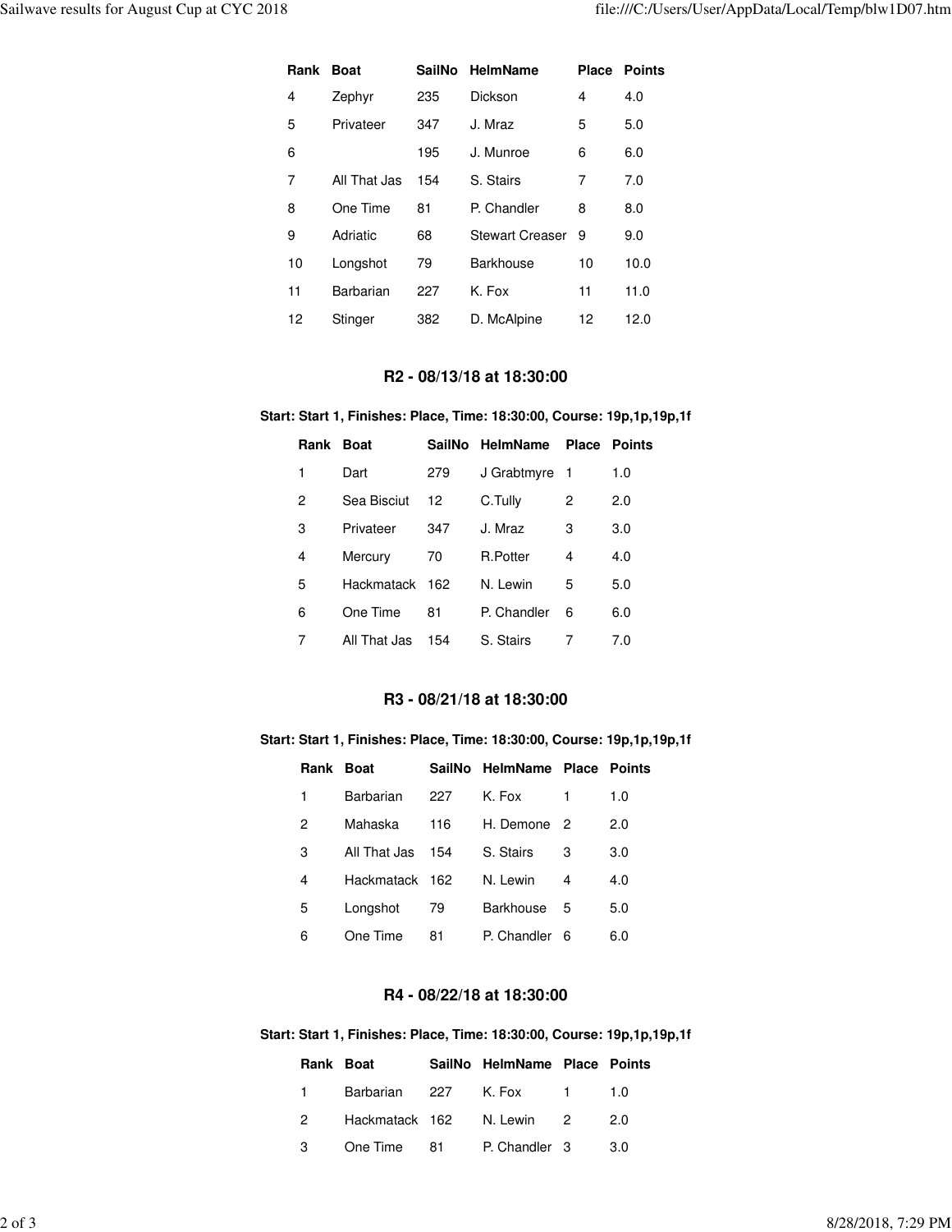| Rank | Boat | SailNo | HelmName | Place | Points |
|---|---|---|---|---|---|
| 4 | Zephyr | 235 | Dickson | 4 | 4.0 |
| 5 | Privateer | 347 | J. Mraz | 5 | 5.0 |
| 6 | | 195 | J. Munroe | 6 | 6.0 |
| 7 | All That Jas | 154 | S. Stairs | 7 | 7.0 |
| 8 | One Time | 81 | P. Chandler | 8 | 8.0 |
| 9 | Adriatic | 68 | Stewart Creaser | 9 | 9.0 |
| 10 | Longshot | 79 | Barkhouse | 10 | 10.0 |
| 11 | Barbarian | 227 | K. Fox | 11 | 11.0 |
| 12 | Stinger | 382 | D. McAlpine | 12 | 12.0 |

### R2 - 08/13/18 at 18:30:00

**Start: Start 1, Finishes: Place, Time: 18:30:00, Course: 19p,1p,19p,1f**

| Rank | Boat | SailNo | HelmName | Place | Points |
|---|---|---|---|---|---|
| 1 | Dart | 279 | J Grabtmyre | 1 | 1.0 |
| 2 | Sea Bisciut | 12 | C.Tully | 2 | 2.0 |
| 3 | Privateer | 347 | J. Mraz | 3 | 3.0 |
| 4 | Mercury | 70 | R.Potter | 4 | 4.0 |
| 5 | Hackmatack | 162 | N. Lewin | 5 | 5.0 |
| 6 | One Time | 81 | P. Chandler | 6 | 6.0 |
| 7 | All That Jas | 154 | S. Stairs | 7 | 7.0 |

### R3 - 08/21/18 at 18:30:00

**Start: Start 1, Finishes: Place, Time: 18:30:00, Course: 19p,1p,19p,1f**

| Rank | Boat | SailNo | HelmName | Place | Points |
|---|---|---|---|---|---|
| 1 | Barbarian | 227 | K. Fox | 1 | 1.0 |
| 2 | Mahaska | 116 | H. Demone | 2 | 2.0 |
| 3 | All That Jas | 154 | S. Stairs | 3 | 3.0 |
| 4 | Hackmatack | 162 | N. Lewin | 4 | 4.0 |
| 5 | Longshot | 79 | Barkhouse | 5 | 5.0 |
| 6 | One Time | 81 | P. Chandler | 6 | 6.0 |

### R4 - 08/22/18 at 18:30:00

**Start: Start 1, Finishes: Place, Time: 18:30:00, Course: 19p,1p,19p,1f**

| Rank | Boat | SailNo | HelmName | Place | Points |
|---|---|---|---|---|---|
| 1 | Barbarian | 227 | K. Fox | 1 | 1.0 |
| 2 | Hackmatack | 162 | N. Lewin | 2 | 2.0 |
| 3 | One Time | 81 | P. Chandler | 3 | 3.0 |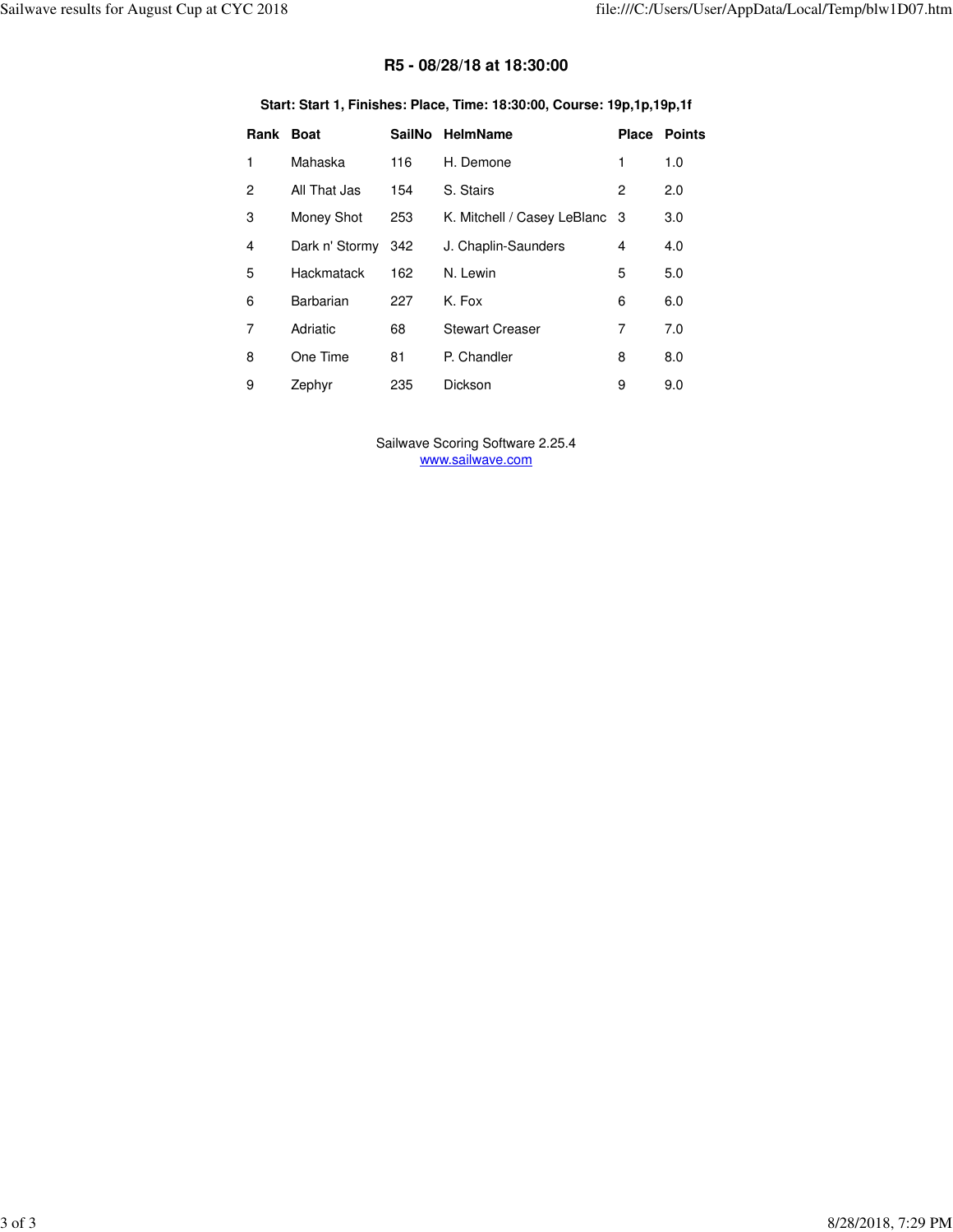### R5 - 08/28/18 at 18:30:00

**Start: Start 1, Finishes: Place, Time: 18:30:00, Course: 19p,1p,19p,1f**

| Rank | Boat | SailNo | HelmName | Place | Points |
|---|---|---|---|---|---|
| 1 | Mahaska | 116 | H. Demone | 1 | 1.0 |
| 2 | All That Jas | 154 | S. Stairs | 2 | 2.0 |
| 3 | Money Shot | 253 | K. Mitchell / Casey LeBlanc | 3 | 3.0 |
| 4 | Dark n' Stormy | 342 | J. Chaplin-Saunders | 4 | 4.0 |
| 5 | Hackmatack | 162 | N. Lewin | 5 | 5.0 |
| 6 | Barbarian | 227 | K. Fox | 6 | 6.0 |
| 7 | Adriatic | 68 | Stewart Creaser | 7 | 7.0 |
| 8 | One Time | 81 | P. Chandler | 8 | 8.0 |
| 9 | Zephyr | 235 | Dickson | 9 | 9.0 |

Sailwave Scoring Software 2.25.4
www.sailwave.com